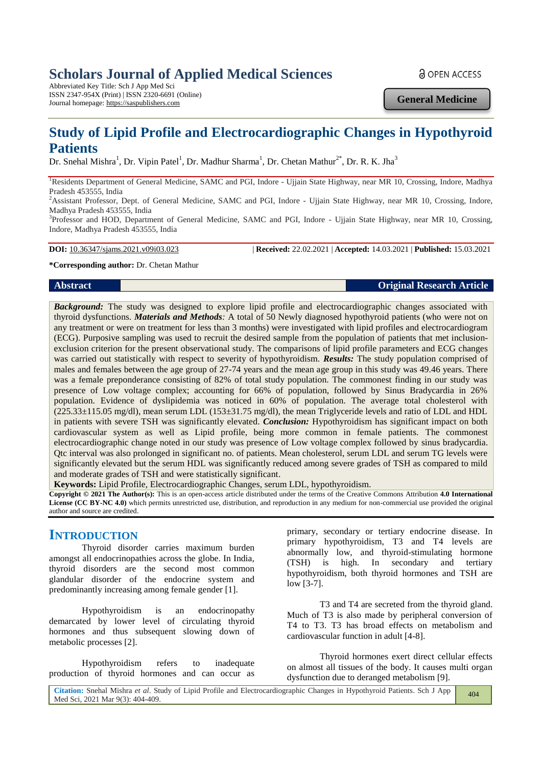# Scholars Journal of Applied Medical Sciences

Abbreviated Key Title: Sch J App Med Sci
ISSN 2347-954X (Print) | ISSN 2320-6691 (Online)
Journal homepage: https://saspublishers.com

OPEN ACCESS

**General Medicine**

# Study of Lipid Profile and Electrocardiographic Changes in Hypothyroid Patients

Dr. Snehal Mishra[1], Dr. Vipin Patel[1], Dr. Madhur Sharma[1], Dr. Chetan Mathur[2*], Dr. R. K. Jha[3]

[1]Residents Department of General Medicine, SAMC and PGI, Indore - Ujjain State Highway, near MR 10, Crossing, Indore, Madhya Pradesh 453555, India

[2]Assistant Professor, Dept. of General Medicine, SAMC and PGI, Indore - Ujjain State Highway, near MR 10, Crossing, Indore, Madhya Pradesh 453555, India

[3]Professor and HOD, Department of General Medicine, SAMC and PGI, Indore - Ujjain State Highway, near MR 10, Crossing, Indore, Madhya Pradesh 453555, India

**DOI:** 10.36347/sjams.2021.v09i03.023 | **Received:** 22.02.2021 | **Accepted:** 14.03.2021 | **Published:** 15.03.2021

**\*Corresponding author:** Dr. Chetan Mathur

## Abstract

**Original Research Article**

***Background:*** The study was designed to explore lipid profile and electrocardiographic changes associated with thyroid dysfunctions. ***Materials and Methods****:* A total of 50 Newly diagnosed hypothyroid patients (who were not on any treatment or were on treatment for less than 3 months) were investigated with lipid profiles and electrocardiogram (ECG). Purposive sampling was used to recruit the desired sample from the population of patients that met inclusion-exclusion criterion for the present observational study. The comparisons of lipid profile parameters and ECG changes was carried out statistically with respect to severity of hypothyroidism. ***Results:*** The study population comprised of males and females between the age group of 27-74 years and the mean age group in this study was 49.46 years. There was a female preponderance consisting of 82% of total study population. The commonest finding in our study was presence of Low voltage complex; accounting for 66% of population, followed by Sinus Bradycardia in 26% population. Evidence of dyslipidemia was noticed in 60% of population. The average total cholesterol with (225.33±115.05 mg/dl), mean serum LDL (153±31.75 mg/dl), the mean Triglyceride levels and ratio of LDL and HDL in patients with severe TSH was significantly elevated. ***Conclusion:*** Hypothyroidism has significant impact on both cardiovascular system as well as Lipid profile, being more common in female patients. The commonest electrocardiographic change noted in our study was presence of Low voltage complex followed by sinus bradycardia. Qtc interval was also prolonged in significant no. of patients. Mean cholesterol, serum LDL and serum TG levels were significantly elevated but the serum HDL was significantly reduced among severe grades of TSH as compared to mild and moderate grades of TSH and were statistically significant.

**Keywords:** Lipid Profile, Electrocardiographic Changes, serum LDL, hypothyroidism.

**Copyright © 2021 The Author(s):** This is an open-access article distributed under the terms of the Creative Commons Attribution **4.0 International License (CC BY-NC 4.0)** which permits unrestricted use, distribution, and reproduction in any medium for non-commercial use provided the original author and source are credited.

## INTRODUCTION

Thyroid disorder carries maximum burden amongst all endocrinopathies across the globe. In India, thyroid disorders are the second most common glandular disorder of the endocrine system and predominantly increasing among female gender [1].

Hypothyroidism is an endocrinopathy demarcated by lower level of circulating thyroid hormones and thus subsequent slowing down of metabolic processes [2].

Hypothyroidism refers to inadequate production of thyroid hormones and can occur as primary, secondary or tertiary endocrine disease. In primary hypothyroidism, T3 and T4 levels are abnormally low, and thyroid-stimulating hormone (TSH) is high. In secondary and tertiary hypothyroidism, both thyroid hormones and TSH are low [3-7].

T3 and T4 are secreted from the thyroid gland. Much of T3 is also made by peripheral conversion of T4 to T3. T3 has broad effects on metabolism and cardiovascular function in adult [4-8].

Thyroid hormones exert direct cellular effects on almost all tissues of the body. It causes multi organ dysfunction due to deranged metabolism [9].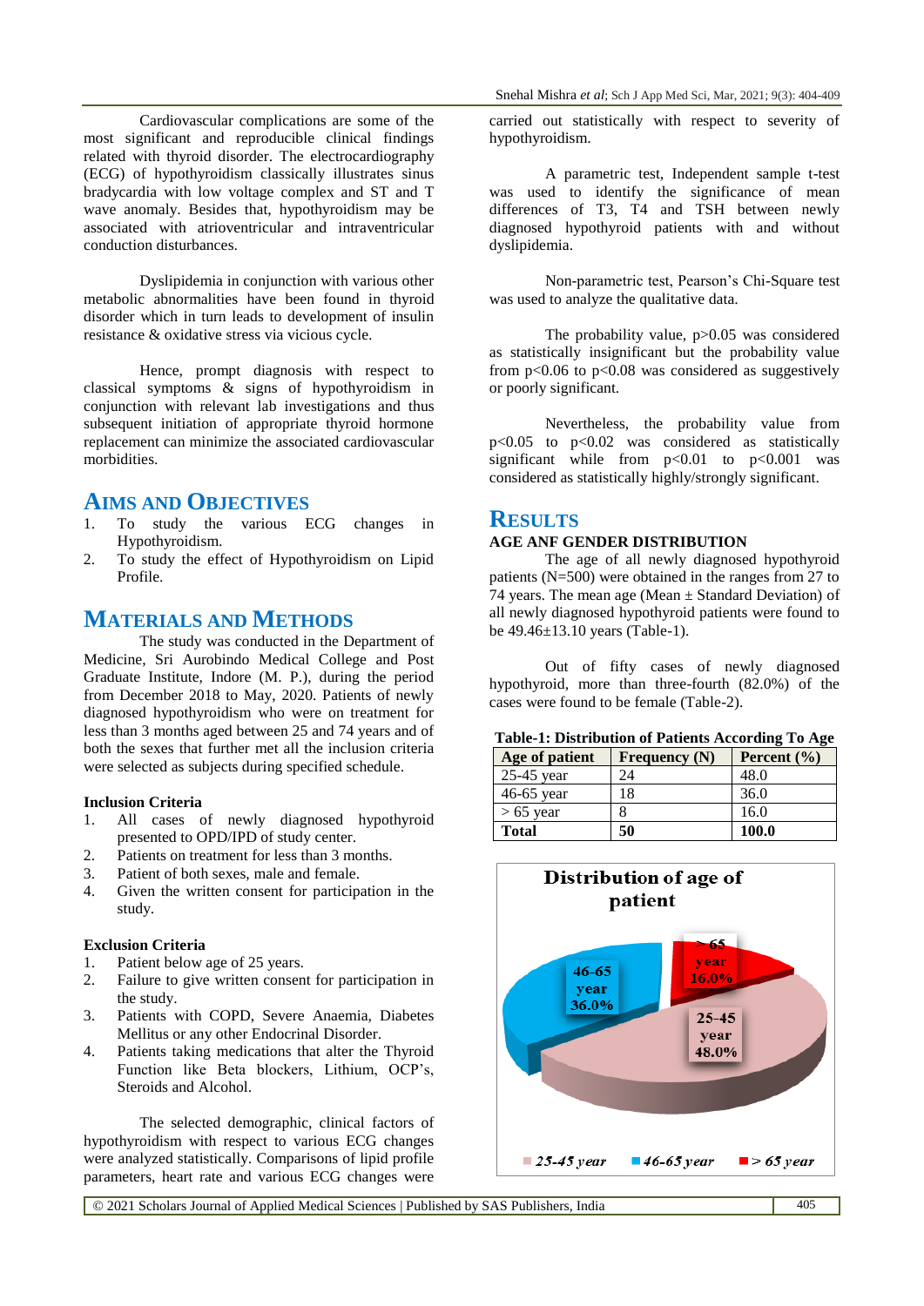Cardiovascular complications are some of the most significant and reproducible clinical findings related with thyroid disorder. The electrocardiography (ECG) of hypothyroidism classically illustrates sinus bradycardia with low voltage complex and ST and T wave anomaly. Besides that, hypothyroidism may be associated with atrioventricular and intraventricular conduction disturbances.

Dyslipidemia in conjunction with various other metabolic abnormalities have been found in thyroid disorder which in turn leads to development of insulin resistance & oxidative stress via vicious cycle.

Hence, prompt diagnosis with respect to classical symptoms & signs of hypothyroidism in conjunction with relevant lab investigations and thus subsequent initiation of appropriate thyroid hormone replacement can minimize the associated cardiovascular morbidities.

## AIMS AND OBJECTIVES

1. To study the various ECG changes in Hypothyroidism.
2. To study the effect of Hypothyroidism on Lipid Profile.

## MATERIALS AND METHODS

The study was conducted in the Department of Medicine, Sri Aurobindo Medical College and Post Graduate Institute, Indore (M. P.), during the period from December 2018 to May, 2020. Patients of newly diagnosed hypothyroidism who were on treatment for less than 3 months aged between 25 and 74 years and of both the sexes that further met all the inclusion criteria were selected as subjects during specified schedule.

### Inclusion Criteria

1. All cases of newly diagnosed hypothyroid presented to OPD/IPD of study center.
2. Patients on treatment for less than 3 months.
3. Patient of both sexes, male and female.
4. Given the written consent for participation in the study.

### Exclusion Criteria

1. Patient below age of 25 years.
2. Failure to give written consent for participation in the study.
3. Patients with COPD, Severe Anaemia, Diabetes Mellitus or any other Endocrinal Disorder.
4. Patients taking medications that alter the Thyroid Function like Beta blockers, Lithium, OCP's, Steroids and Alcohol.

The selected demographic, clinical factors of hypothyroidism with respect to various ECG changes were analyzed statistically. Comparisons of lipid profile parameters, heart rate and various ECG changes were carried out statistically with respect to severity of hypothyroidism.

A parametric test, Independent sample t-test was used to identify the significance of mean differences of T3, T4 and TSH between newly diagnosed hypothyroid patients with and without dyslipidemia.

Non-parametric test, Pearson's Chi-Square test was used to analyze the qualitative data.

The probability value, $p>0.05$ was considered as statistically insignificant but the probability value from $p<0.06$ to $p<0.08$ was considered as suggestively or poorly significant.

Nevertheless, the probability value from $p<0.05$ to $p<0.02$ was considered as statistically significant while from $p<0.01$ to $p<0.001$ was considered as statistically highly/strongly significant.

## RESULTS

### AGE ANF GENDER DISTRIBUTION

The age of all newly diagnosed hypothyroid patients (N=500) were obtained in the ranges from 27 to 74 years. The mean age (Mean ± Standard Deviation) of all newly diagnosed hypothyroid patients were found to be 49.46±13.10 years (Table-1).

Out of fifty cases of newly diagnosed hypothyroid, more than three-fourth (82.0%) of the cases were found to be female (Table-2).

**Table-1: Distribution of Patients According To Age**

| Age of patient | Frequency (N) | Percent (%) |
|---|---|---|
| 25-45 year | 24 | 48.0 |
| 46-65 year | 18 | 36.0 |
| > 65 year | 8 | 16.0 |
| **Total** | **50** | **100.0** |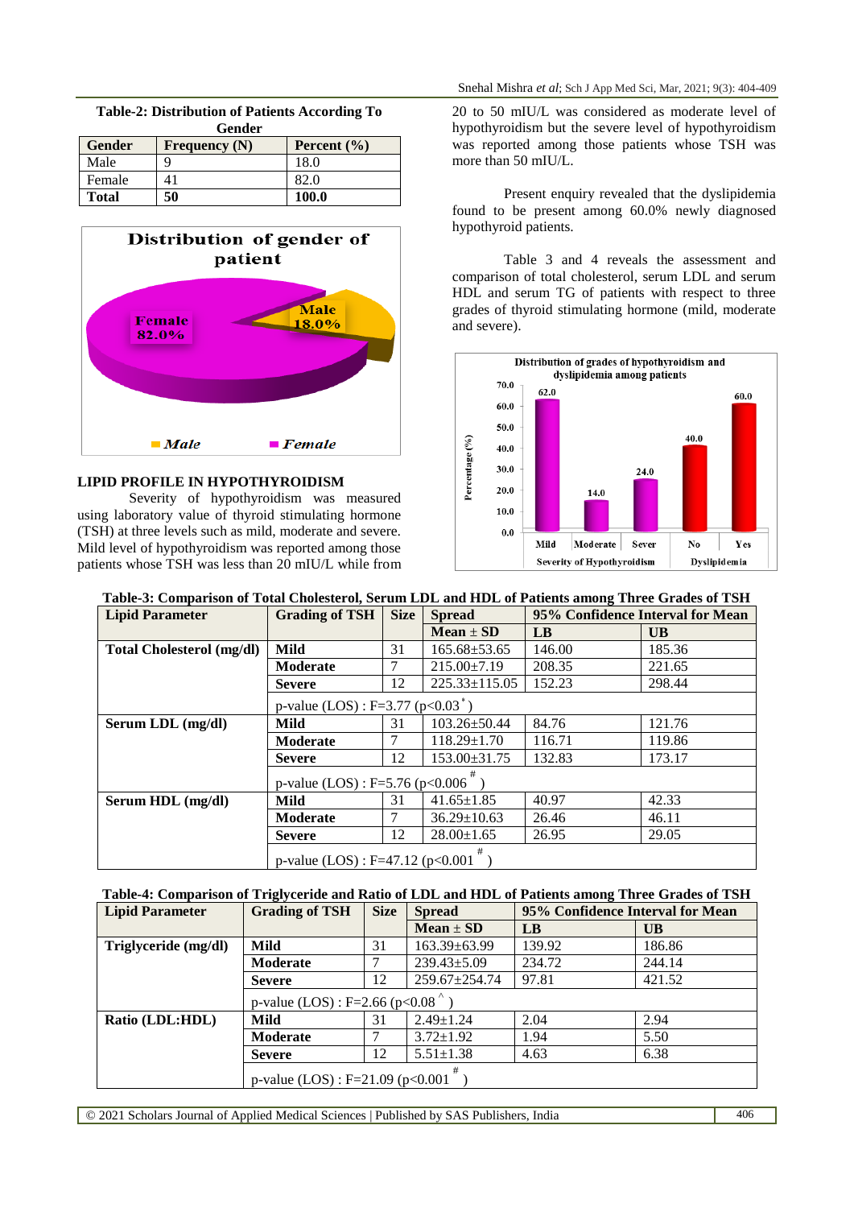**Table-2: Distribution of Patients According To Gender**

| Gender | Frequency (N) | Percent (%) |
|---|---|---|
| Male | 9 | 18.0 |
| Female | 41 | 82.0 |
| **Total** | **50** | **100.0** |

Distribution of gender of patient

Female 82.0%

Male 18.0%

Male   Female

### LIPID PROFILE IN HYPOTHYROIDISM

Severity of hypothyroidism was measured using laboratory value of thyroid stimulating hormone (TSH) at three levels such as mild, moderate and severe. Mild level of hypothyroidism was reported among those patients whose TSH was less than 20 mIU/L while from 20 to 50 mIU/L was considered as moderate level of hypothyroidism but the severe level of hypothyroidism was reported among those patients whose TSH was more than 50 mIU/L.

Present enquiry revealed that the dyslipidemia found to be present among 60.0% newly diagnosed hypothyroid patients.

Table 3 and 4 reveals the assessment and comparison of total cholesterol, serum LDL and serum HDL and serum TG of patients with respect to three grades of thyroid stimulating hormone (mild, moderate and severe).

Distribution of grades of hypothyroidism and dyslipidemia among patients

Percentage (%)

Severity of Hypothyroidism: Mild 62.0, Moderate 14.0, Sever 24.0

Dyslipidemia: No 40.0, Yes 60.0

**Table-3: Comparison of Total Cholesterol, Serum LDL and HDL of Patients among Three Grades of TSH**

| Lipid Parameter | Grading of TSH | Size | Spread | 95% Confidence Interval for Mean | |
|---|---|---|---|---|---|
| | | | **Mean ± SD** | **LB** | **UB** |
| **Total Cholesterol (mg/dl)** | **Mild** | 31 | 165.68±53.65 | 146.00 | 185.36 |
| | **Moderate** | 7 | 215.00±7.19 | 208.35 | 221.65 |
| | **Severe** | 12 | 225.33±115.05 | 152.23 | 298.44 |
| | p-value (LOS) : F=3.77 (p<0.03*) | | | | |
| **Serum LDL (mg/dl)** | **Mild** | 31 | 103.26±50.44 | 84.76 | 121.76 |
| | **Moderate** | 7 | 118.29±1.70 | 116.71 | 119.86 |
| | **Severe** | 12 | 153.00±31.75 | 132.83 | 173.17 |
| | p-value (LOS) : F=5.76 (p<0.006 #) | | | | |
| **Serum HDL (mg/dl)** | **Mild** | 31 | 41.65±1.85 | 40.97 | 42.33 |
| | **Moderate** | 7 | 36.29±10.63 | 26.46 | 46.11 |
| | **Severe** | 12 | 28.00±1.65 | 26.95 | 29.05 |
| | p-value (LOS) : F=47.12 (p<0.001 #) | | | | |

**Table-4: Comparison of Triglyceride and Ratio of LDL and HDL of Patients among Three Grades of TSH**

| Lipid Parameter | Grading of TSH | Size | Spread | 95% Confidence Interval for Mean | |
|---|---|---|---|---|---|
| | | | **Mean ± SD** | **LB** | **UB** |
| **Triglyceride (mg/dl)** | **Mild** | 31 | 163.39±63.99 | 139.92 | 186.86 |
| | **Moderate** | 7 | 239.43±5.09 | 234.72 | 244.14 |
| | **Severe** | 12 | 259.67±254.74 | 97.81 | 421.52 |
| | p-value (LOS) : F=2.66 (p<0.08 ^) | | | | |
| **Ratio (LDL:HDL)** | **Mild** | 31 | 2.49±1.24 | 2.04 | 2.94 |
| | **Moderate** | 7 | 3.72±1.92 | 1.94 | 5.50 |
| | **Severe** | 12 | 5.51±1.38 | 4.63 | 6.38 |
| | p-value (LOS) : F=21.09 (p<0.001 #) | | | | |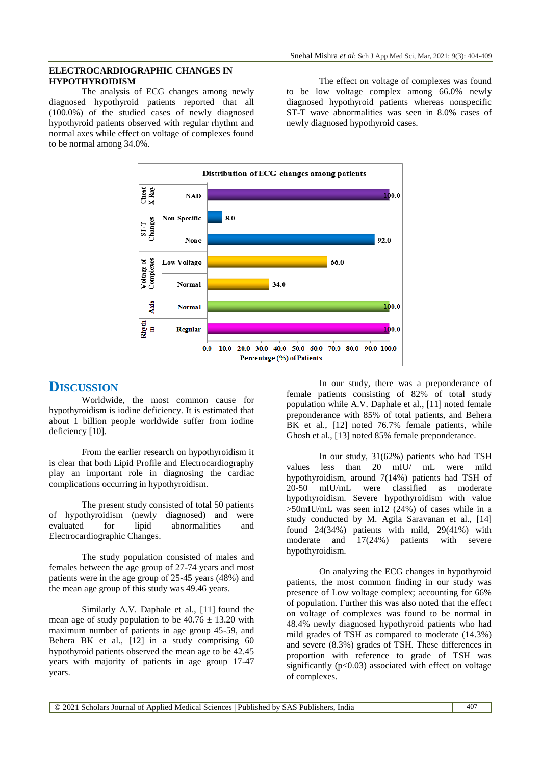## ELECTROCARDIOGRAPHIC CHANGES IN HYPOTHYROIDISM

The analysis of ECG changes among newly diagnosed hypothyroid patients reported that all (100.0%) of the studied cases of newly diagnosed hypothyroid patients observed with regular rhythm and normal axes while effect on voltage of complexes found to be normal among 34.0%.

The effect on voltage of complexes was found to be low voltage complex among 66.0% newly diagnosed hypothyroid patients whereas nonspecific ST-T wave abnormalities was seen in 8.0% cases of newly diagnosed hypothyroid cases.

**Distribution of ECG changes among patients**

| Parameter | Finding | Percentage (%) of Patients |
|---|---|---|
| Chest X Ray | NAD | 100.0 |
| ST-T Changes | Non-Specific | 8.0 |
| | None | 92.0 |
| Voltage of Complexes | Low Voltage | 66.0 |
| | Normal | 34.0 |
| Axis | Normal | 100.0 |
| Rhythm | Regular | 100.0 |

# DISCUSSION

Worldwide, the most common cause for hypothyroidism is iodine deficiency. It is estimated that about 1 billion people worldwide suffer from iodine deficiency [10].

From the earlier research on hypothyroidism it is clear that both Lipid Profile and Electrocardiography play an important role in diagnosing the cardiac complications occurring in hypothyroidism.

The present study consisted of total 50 patients of hypothyroidism (newly diagnosed) and were evaluated for lipid abnormalities and Electrocardiographic Changes.

The study population consisted of males and females between the age group of 27-74 years and most patients were in the age group of 25-45 years (48%) and the mean age group of this study was 49.46 years.

Similarly A.V. Daphale et al., [11] found the mean age of study population to be 40.76 ± 13.20 with maximum number of patients in age group 45-59, and Behera BK et al., [12] in a study comprising 60 hypothyroid patients observed the mean age to be 42.45 years with majority of patients in age group 17-47 years.

In our study, there was a preponderance of female patients consisting of 82% of total study population while A.V. Daphale et al., [11] noted female preponderance with 85% of total patients, and Behera BK et al., [12] noted 76.7% female patients, while Ghosh et al., [13] noted 85% female preponderance.

In our study, 31(62%) patients who had TSH values less than 20 mIU/ mL were mild hypothyroidism, around 7(14%) patients had TSH of 20-50 mIU/mL were classified as moderate hypothyroidism. Severe hypothyroidism with value >50mIU/mL was seen in12 (24%) of cases while in a study conducted by M. Agila Saravanan et al., [14] found 24(34%) patients with mild, 29(41%) with moderate and 17(24%) patients with severe hypothyroidism.

On analyzing the ECG changes in hypothyroid patients, the most common finding in our study was presence of Low voltage complex; accounting for 66% of population. Further this was also noted that the effect on voltage of complexes was found to be normal in 48.4% newly diagnosed hypothyroid patients who had mild grades of TSH as compared to moderate (14.3%) and severe (8.3%) grades of TSH. These differences in proportion with reference to grade of TSH was significantly ($p<0.03$) associated with effect on voltage of complexes.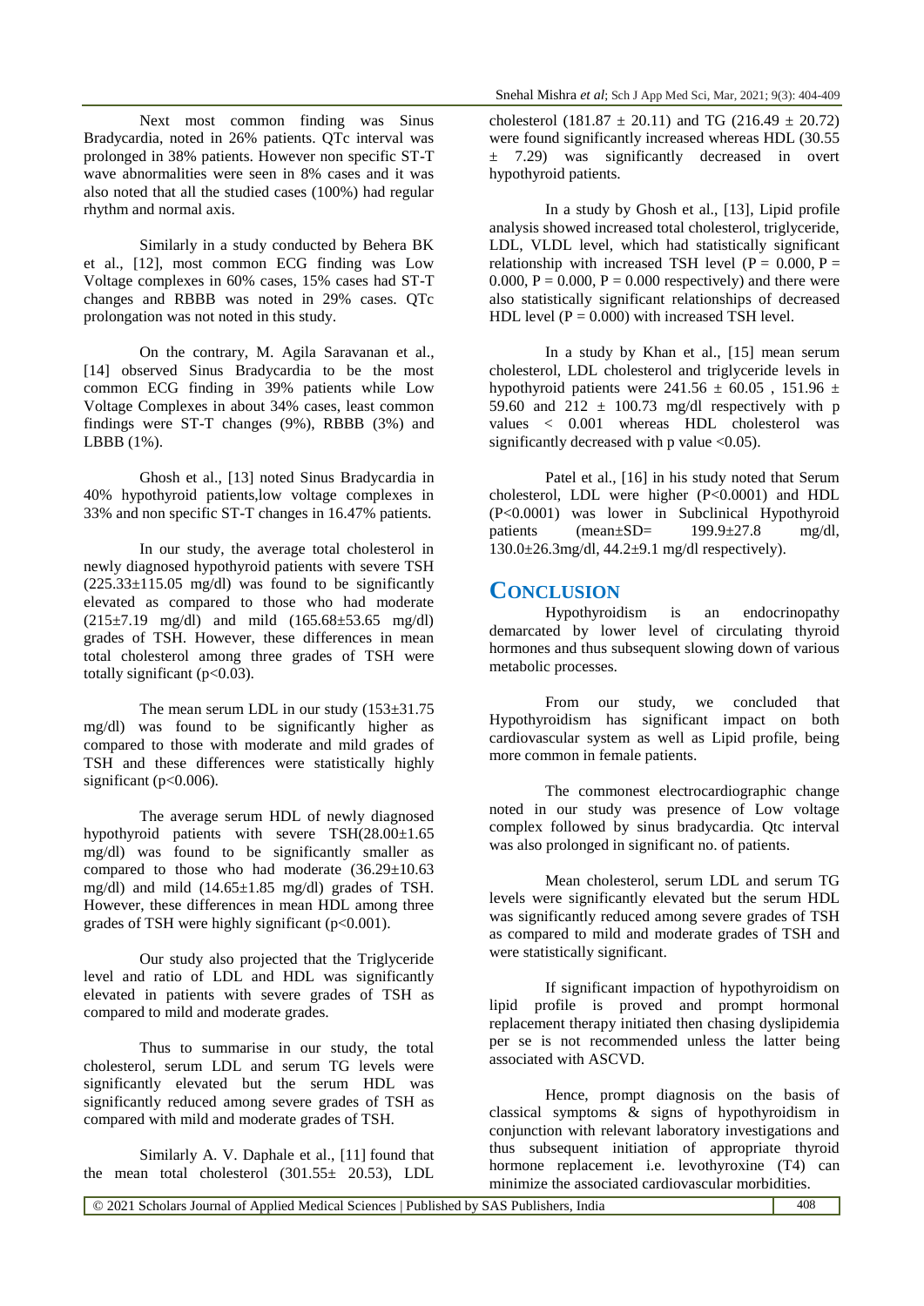Next most common finding was Sinus Bradycardia, noted in 26% patients. QTc interval was prolonged in 38% patients. However non specific ST-T wave abnormalities were seen in 8% cases and it was also noted that all the studied cases (100%) had regular rhythm and normal axis.

Similarly in a study conducted by Behera BK et al., [12], most common ECG finding was Low Voltage complexes in 60% cases, 15% cases had ST-T changes and RBBB was noted in 29% cases. QTc prolongation was not noted in this study.

On the contrary, M. Agila Saravanan et al., [14] observed Sinus Bradycardia to be the most common ECG finding in 39% patients while Low Voltage Complexes in about 34% cases, least common findings were ST-T changes (9%), RBBB (3%) and LBBB (1%).

Ghosh et al., [13] noted Sinus Bradycardia in 40% hypothyroid patients,low voltage complexes in 33% and non specific ST-T changes in 16.47% patients.

In our study, the average total cholesterol in newly diagnosed hypothyroid patients with severe TSH (225.33±115.05 mg/dl) was found to be significantly elevated as compared to those who had moderate (215±7.19 mg/dl) and mild (165.68±53.65 mg/dl) grades of TSH. However, these differences in mean total cholesterol among three grades of TSH were totally significant ($p<0.03$).

The mean serum LDL in our study (153±31.75 mg/dl) was found to be significantly higher as compared to those with moderate and mild grades of TSH and these differences were statistically highly significant ($p<0.006$).

The average serum HDL of newly diagnosed hypothyroid patients with severe TSH(28.00±1.65 mg/dl) was found to be significantly smaller as compared to those who had moderate (36.29±10.63 mg/dl) and mild (14.65±1.85 mg/dl) grades of TSH. However, these differences in mean HDL among three grades of TSH were highly significant ($p<0.001$).

Our study also projected that the Triglyceride level and ratio of LDL and HDL was significantly elevated in patients with severe grades of TSH as compared to mild and moderate grades.

Thus to summarise in our study, the total cholesterol, serum LDL and serum TG levels were significantly elevated but the serum HDL was significantly reduced among severe grades of TSH as compared with mild and moderate grades of TSH.

Similarly A. V. Daphale et al., [11] found that the mean total cholesterol (301.55± 20.53), LDL cholesterol (181.87 ± 20.11) and TG (216.49 ± 20.72) were found significantly increased whereas HDL (30.55 ± 7.29) was significantly decreased in overt hypothyroid patients.

In a study by Ghosh et al., [13], Lipid profile analysis showed increased total cholesterol, triglyceride, LDL, VLDL level, which had statistically significant relationship with increased TSH level ($P = 0.000$, $P = 0.000$, $P = 0.000$, $P = 0.000$ respectively) and there were also statistically significant relationships of decreased HDL level ($P = 0.000$) with increased TSH level.

In a study by Khan et al., [15] mean serum cholesterol, LDL cholesterol and triglyceride levels in hypothyroid patients were 241.56 ± 60.05 , 151.96 ± 59.60 and 212 ± 100.73 mg/dl respectively with p values < 0.001 whereas HDL cholesterol was significantly decreased with p value <0.05).

Patel et al., [16] in his study noted that Serum cholesterol, LDL were higher ($P<0.0001$) and HDL ($P<0.0001$) was lower in Subclinical Hypothyroid patients (mean±SD= 199.9±27.8 mg/dl, 130.0±26.3mg/dl, 44.2±9.1 mg/dl respectively).

## CONCLUSION

Hypothyroidism is an endocrinopathy demarcated by lower level of circulating thyroid hormones and thus subsequent slowing down of various metabolic processes.

From our study, we concluded that Hypothyroidism has significant impact on both cardiovascular system as well as Lipid profile, being more common in female patients.

The commonest electrocardiographic change noted in our study was presence of Low voltage complex followed by sinus bradycardia. Qtc interval was also prolonged in significant no. of patients.

Mean cholesterol, serum LDL and serum TG levels were significantly elevated but the serum HDL was significantly reduced among severe grades of TSH as compared to mild and moderate grades of TSH and were statistically significant.

If significant impaction of hypothyroidism on lipid profile is proved and prompt hormonal replacement therapy initiated then dyslipidemia per se is not recommended unless the latter being associated with ASCVD.

Hence, prompt diagnosis on the basis of classical symptoms & signs of hypothyroidism in conjunction with relevant laboratory investigations and thus subsequent initiation of appropriate thyroid hormone replacement i.e. levothyroxine (T4) can minimize the associated cardiovascular morbidities.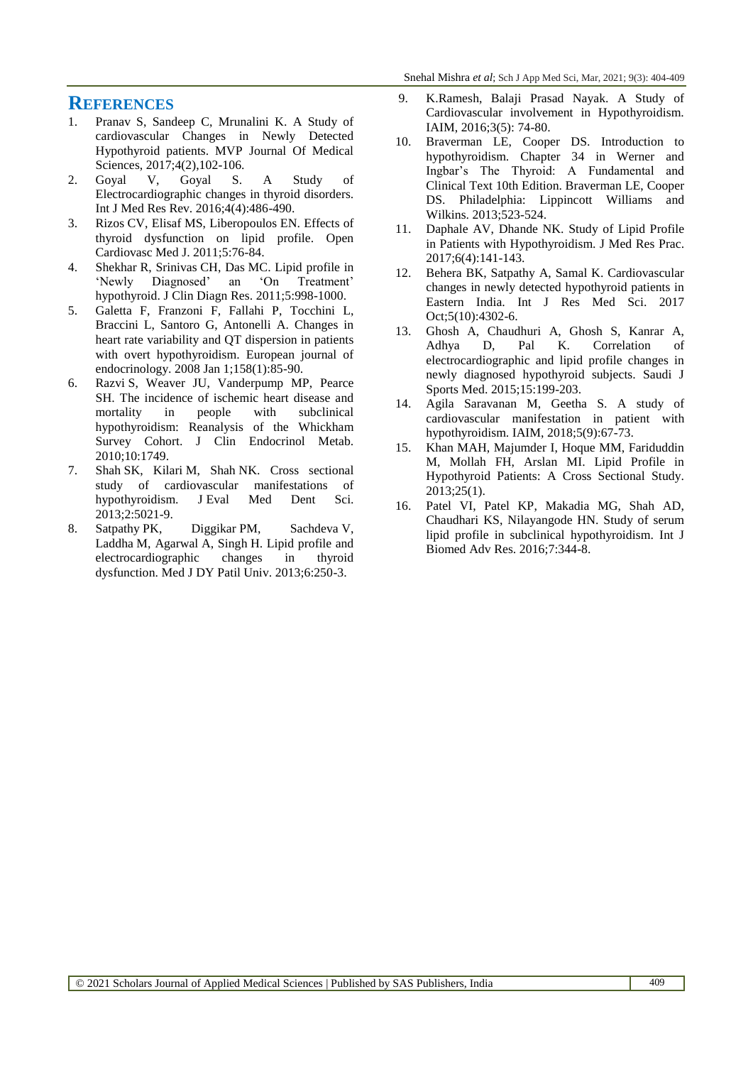## REFERENCES

1. Pranav S, Sandeep C, Mrunalini K. A Study of cardiovascular Changes in Newly Detected Hypothyroid patients. MVP Journal Of Medical Sciences, 2017;4(2),102-106.
2. Goyal V, Goyal S. A Study of Electrocardiographic changes in thyroid disorders. Int J Med Res Rev. 2016;4(4):486-490.
3. Rizos CV, Elisaf MS, Liberopoulos EN. Effects of thyroid dysfunction on lipid profile. Open Cardiovasc Med J. 2011;5:76-84.
4. Shekhar R, Srinivas CH, Das MC. Lipid profile in 'Newly Diagnosed' an 'On Treatment' hypothyroid. J Clin Diagn Res. 2011;5:998-1000.
5. Galetta F, Franzoni F, Fallahi P, Tocchini L, Braccini L, Santoro G, Antonelli A. Changes in heart rate variability and QT dispersion in patients with overt hypothyroidism. European journal of endocrinology. 2008 Jan 1;158(1):85-90.
6. Razvi S, Weaver JU, Vanderpump MP, Pearce SH. The incidence of ischemic heart disease and mortality in people with subclinical hypothyroidism: Reanalysis of the Whickham Survey Cohort. J Clin Endocrinol Metab. 2010;10:1749.
7. Shah SK, Kilari M, Shah NK. Cross sectional study of cardiovascular manifestations of hypothyroidism. J Eval Med Dent Sci. 2013;2:5021-9.
8. Satpathy PK, Diggikar PM, Sachdeva V, Laddha M, Agarwal A, Singh H. Lipid profile and electrocardiographic changes in thyroid dysfunction. Med J DY Patil Univ. 2013;6:250-3.
9. K.Ramesh, Balaji Prasad Nayak. A Study of Cardiovascular involvement in Hypothyroidism. IAIM, 2016;3(5): 74-80.
10. Braverman LE, Cooper DS. Introduction to hypothyroidism. Chapter 34 in Werner and Ingbar's The Thyroid: A Fundamental and Clinical Text 10th Edition. Braverman LE, Cooper DS. Philadelphia: Lippincott Williams and Wilkins. 2013;523-524.
11. Daphale AV, Dhande NK. Study of Lipid Profile in Patients with Hypothyroidism. J Med Res Prac. 2017;6(4):141-143.
12. Behera BK, Satpathy A, Samal K. Cardiovascular changes in newly detected hypothyroid patients in Eastern India. Int J Res Med Sci. 2017 Oct;5(10):4302-6.
13. Ghosh A, Chaudhuri A, Ghosh S, Kanrar A, Adhya D, Pal K. Correlation of electrocardiographic and lipid profile changes in newly diagnosed hypothyroid subjects. Saudi J Sports Med. 2015;15:199-203.
14. Agila Saravanan M, Geetha S. A study of cardiovascular manifestation in patient with hypothyroidism. IAIM, 2018;5(9):67-73.
15. Khan MAH, Majumder I, Hoque MM, Fariduddin M, Mollah FH, Arslan MI. Lipid Profile in Hypothyroid Patients: A Cross Sectional Study. 2013;25(1).
16. Patel VI, Patel KP, Makadia MG, Shah AD, Chaudhari KS, Nilayangode HN. Study of serum lipid profile in subclinical hypothyroidism. Int J Biomed Adv Res. 2016;7:344-8.